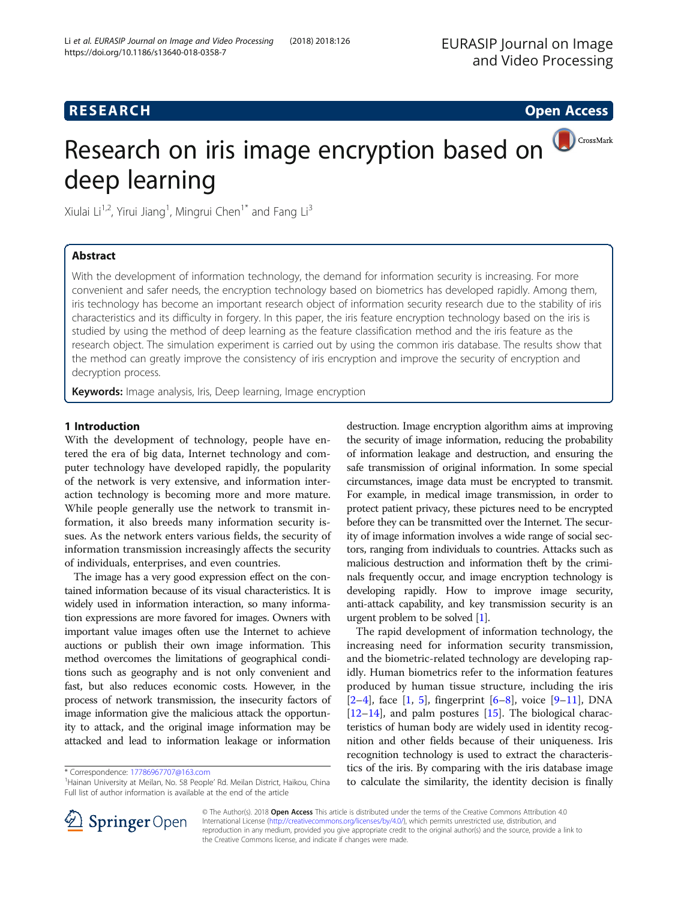**RESEARCH** **Open Access**

# Research on iris image encryption based on deep learning

Xiulai Li[1,2], Yirui Jiang[1], Mingrui Chen[1*] and Fang Li[3]

## Abstract

With the development of information technology, the demand for information security is increasing. For more convenient and safer needs, the encryption technology based on biometrics has developed rapidly. Among them, iris technology has become an important research object of information security research due to the stability of iris characteristics and its difficulty in forgery. In this paper, the iris feature encryption technology based on the iris is studied by using the method of deep learning as the feature classification method and the iris feature as the research object. The simulation experiment is carried out by using the common iris database. The results show that the method can greatly improve the consistency of iris encryption and improve the security of encryption and decryption process.

**Keywords:** Image analysis, Iris, Deep learning, Image encryption

## 1 Introduction

With the development of technology, people have entered the era of big data, Internet technology and computer technology have developed rapidly, the popularity of the network is very extensive, and information interaction technology is becoming more and more mature. While people generally use the network to transmit information, it also breeds many information security issues. As the network enters various fields, the security of information transmission increasingly affects the security of individuals, enterprises, and even countries.

The image has a very good expression effect on the contained information because of its visual characteristics. It is widely used in information interaction, so many information expressions are more favored for images. Owners with important value images often use the Internet to achieve auctions or publish their own image information. This method overcomes the limitations of geographical conditions such as geography and is not only convenient and fast, but also reduces economic costs. However, in the process of network transmission, the insecurity factors of image information give the malicious attack the opportunity to attack, and the original image information may be attacked and lead to information leakage or information destruction. Image encryption algorithm aims at improving the security of image information, reducing the probability of information leakage and destruction, and ensuring the safe transmission of original information. In some special circumstances, image data must be encrypted to transmit. For example, in medical image transmission, in order to protect patient privacy, these pictures need to be encrypted before they can be transmitted over the Internet. The security of image information involves a wide range of social sectors, ranging from individuals to countries. Attacks such as malicious destruction and information theft by the criminals frequently occur, and image encryption technology is developing rapidly. How to improve image security, anti-attack capability, and key transmission security is an urgent problem to be solved [1].

The rapid development of information technology, the increasing need for information security transmission, and the biometric-related technology are developing rapidly. Human biometrics refer to the information features produced by human tissue structure, including the iris [2–4], face [1, 5], fingerprint [6–8], voice [9–11], DNA [12–14], and palm postures [15]. The biological characteristics of human body are widely used in identity recognition and other fields because of their uniqueness. Iris recognition technology is used to extract the characteristics of the iris. By comparing with the iris database image to calculate the similarity, the identity decision is finally

\* Correspondence: 17786967707@163.com
[1]Hainan University at Meilan, No. 58 People' Rd. Meilan District, Haikou, China
Full list of author information is available at the end of the article

© The Author(s). 2018 **Open Access** This article is distributed under the terms of the Creative Commons Attribution 4.0 International License (http://creativecommons.org/licenses/by/4.0/), which permits unrestricted use, distribution, and reproduction in any medium, provided you give appropriate credit to the original author(s) and the source, provide a link to the Creative Commons license, and indicate if changes were made.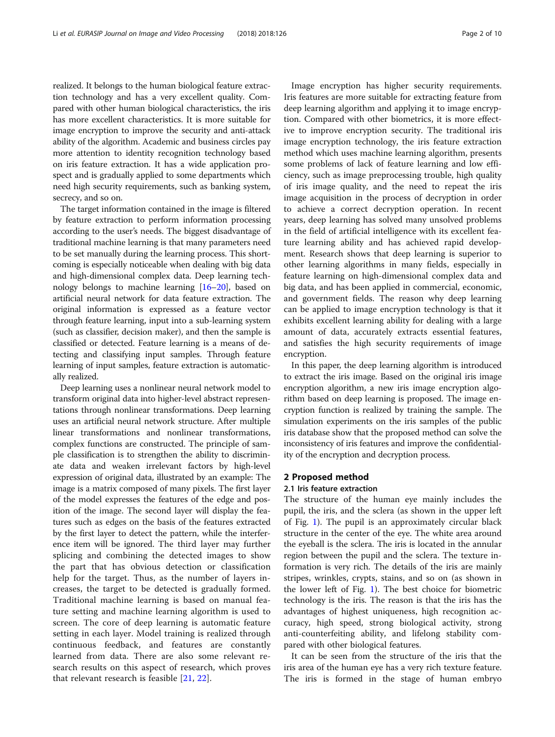realized. It belongs to the human biological feature extraction technology and has a very excellent quality. Compared with other human biological characteristics, the iris has more excellent characteristics. It is more suitable for image encryption to improve the security and anti-attack ability of the algorithm. Academic and business circles pay more attention to identity recognition technology based on iris feature extraction. It has a wide application prospect and is gradually applied to some departments which need high security requirements, such as banking system, secrecy, and so on.

The target information contained in the image is filtered by feature extraction to perform information processing according to the user's needs. The biggest disadvantage of traditional machine learning is that many parameters need to be set manually during the learning process. This shortcoming is especially noticeable when dealing with big data and high-dimensional complex data. Deep learning technology belongs to machine learning [16–20], based on artificial neural network for data feature extraction. The original information is expressed as a feature vector through feature learning, input into a sub-learning system (such as classifier, decision maker), and then the sample is classified or detected. Feature learning is a means of detecting and classifying input samples. Through feature learning of input samples, feature extraction is automatically realized.

Deep learning uses a nonlinear neural network model to transform original data into higher-level abstract representations through nonlinear transformations. Deep learning uses an artificial neural network structure. After multiple linear transformations and nonlinear transformations, complex functions are constructed. The principle of sample classification is to strengthen the ability to discriminate data and weaken irrelevant factors by high-level expression of original data, illustrated by an example: The image is a matrix composed of many pixels. The first layer of the model expresses the features of the edge and position of the image. The second layer will display the features such as edges on the basis of the features extracted by the first layer to detect the pattern, while the interference item will be ignored. The third layer may further splicing and combining the detected images to show the part that has obvious detection or classification help for the target. Thus, as the number of layers increases, the target to be detected is gradually formed. Traditional machine learning is based on manual feature setting and machine learning algorithm is used to screen. The core of deep learning is automatic feature setting in each layer. Model training is realized through continuous feedback, and features are constantly learned from data. There are also some relevant research results on this aspect of research, which proves that relevant research is feasible [21, 22].

Image encryption has higher security requirements. Iris features are more suitable for extracting feature from deep learning algorithm and applying it to image encryption. Compared with other biometrics, it is more effective to improve encryption security. The traditional iris image encryption technology, the iris feature extraction method which uses machine learning algorithm, presents some problems of lack of feature learning and low efficiency, such as image preprocessing trouble, high quality of iris image quality, and the need to repeat the iris image acquisition in the process of decryption in order to achieve a correct decryption operation. In recent years, deep learning has solved many unsolved problems in the field of artificial intelligence with its excellent feature learning ability and has achieved rapid development. Research shows that deep learning is superior to other learning algorithms in many fields, especially in feature learning on high-dimensional complex data and big data, and has been applied in commercial, economic, and government fields. The reason why deep learning can be applied to image encryption technology is that it exhibits excellent learning ability for dealing with a large amount of data, accurately extracts essential features, and satisfies the high security requirements of image encryption.

In this paper, the deep learning algorithm is introduced to extract the iris image. Based on the original iris image encryption algorithm, a new iris image encryption algorithm based on deep learning is proposed. The image encryption function is realized by training the sample. The simulation experiments on the iris samples of the public iris database show that the proposed method can solve the inconsistency of iris features and improve the confidentiality of the encryption and decryption process.

## 2 Proposed method

### 2.1 Iris feature extraction

The structure of the human eye mainly includes the pupil, the iris, and the sclera (as shown in the upper left of Fig. 1). The pupil is an approximately circular black structure in the center of the eye. The white area around the eyeball is the sclera. The iris is located in the annular region between the pupil and the sclera. The texture information is very rich. The details of the iris are mainly stripes, wrinkles, crypts, stains, and so on (as shown in the lower left of Fig. 1). The best choice for biometric technology is the iris. The reason is that the iris has the advantages of highest uniqueness, high recognition accuracy, high speed, strong biological activity, strong anti-counterfeiting ability, and lifelong stability compared with other biological features.

It can be seen from the structure of the iris that the iris area of the human eye has a very rich texture feature. The iris is formed in the stage of human embryo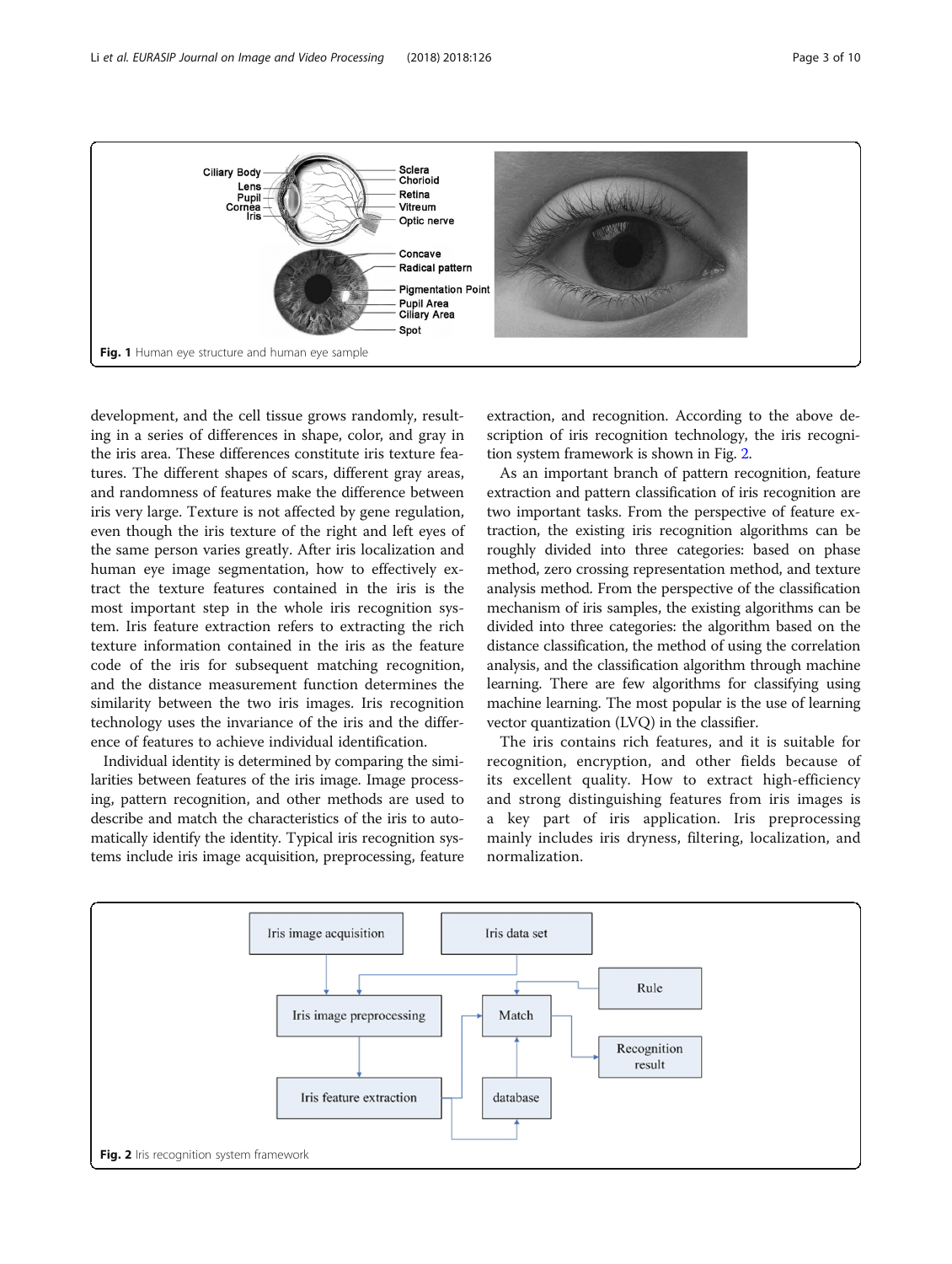Fig. 1 Human eye structure and human eye sample

development, and the cell tissue grows randomly, resulting in a series of differences in shape, color, and gray in the iris area. These differences constitute iris texture features. The different shapes of scars, different gray areas, and randomness of features make the difference between iris very large. Texture is not affected by gene regulation, even though the iris texture of the right and left eyes of the same person varies greatly. After iris localization and human eye image segmentation, how to effectively extract the texture features contained in the iris is the most important step in the whole iris recognition system. Iris feature extraction refers to extracting the rich texture information contained in the iris as the feature code of the iris for subsequent matching recognition, and the distance measurement function determines the similarity between the two iris images. Iris recognition technology uses the invariance of the iris and the difference of features to achieve individual identification.

Individual identity is determined by comparing the similarities between features of the iris image. Image processing, pattern recognition, and other methods are used to describe and match the characteristics of the iris to automatically identify the identity. Typical iris recognition systems include iris image acquisition, preprocessing, feature extraction, and recognition. According to the above description of iris recognition technology, the iris recognition system framework is shown in Fig. 2.

As an important branch of pattern recognition, feature extraction and pattern classification of iris recognition are two important tasks. From the perspective of feature extraction, the existing iris recognition algorithms can be roughly divided into three categories: based on phase method, zero crossing representation method, and texture analysis method. From the perspective of the classification mechanism of iris samples, the existing algorithms can be divided into three categories: the algorithm based on the distance classification, the method of using the correlation analysis, and the classification algorithm through machine learning. There are few algorithms for classifying using machine learning. The most popular is the use of learning vector quantization (LVQ) in the classifier.

The iris contains rich features, and it is suitable for recognition, encryption, and other fields because of its excellent quality. How to extract high-efficiency and strong distinguishing features from iris images is a key part of iris application. Iris preprocessing mainly includes iris dryness, filtering, localization, and normalization.

Fig. 2 Iris recognition system framework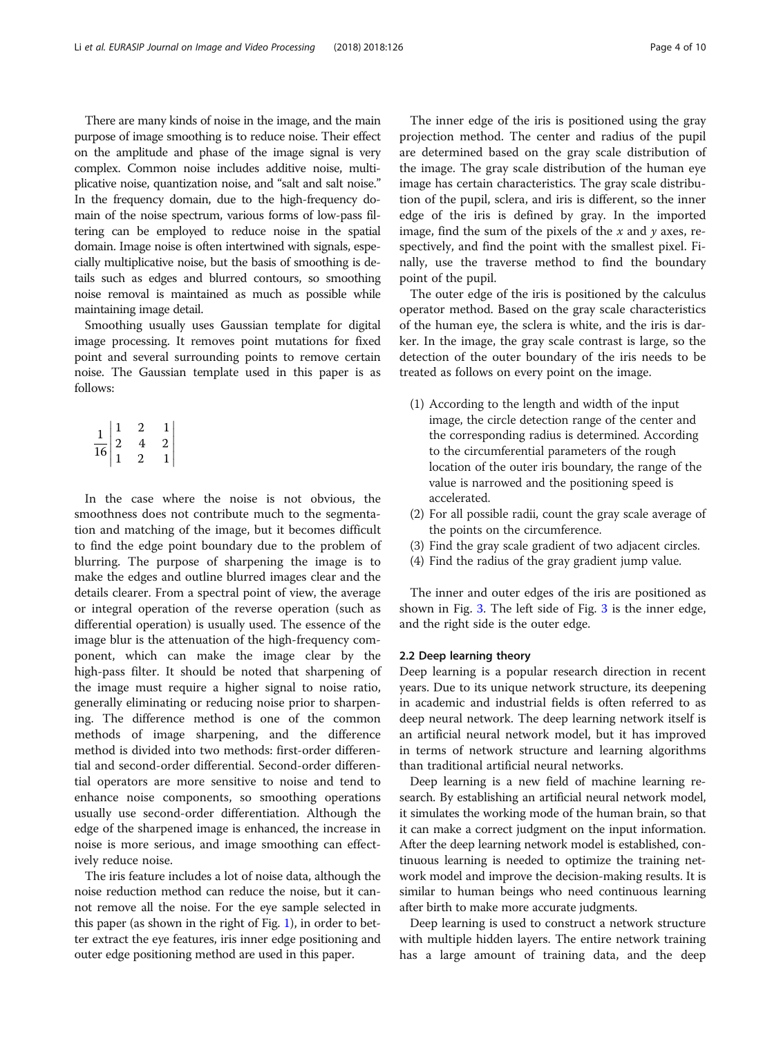There are many kinds of noise in the image, and the main purpose of image smoothing is to reduce noise. Their effect on the amplitude and phase of the image signal is very complex. Common noise includes additive noise, multiplicative noise, quantization noise, and "salt and salt noise." In the frequency domain, due to the high-frequency domain of the noise spectrum, various forms of low-pass filtering can be employed to reduce noise in the spatial domain. Image noise is often intertwined with signals, especially multiplicative noise, but the basis of smoothing is details such as edges and blurred contours, so smoothing noise removal is maintained as much as possible while maintaining image detail.

Smoothing usually uses Gaussian template for digital image processing. It removes point mutations for fixed point and several surrounding points to remove certain noise. The Gaussian template used in this paper is as follows:

$$\frac{1}{16}\begin{vmatrix} 1 & 2 & 1 \\ 2 & 4 & 2 \\ 1 & 2 & 1 \end{vmatrix}$$

In the case where the noise is not obvious, the smoothness does not contribute much to the segmentation and matching of the image, but it becomes difficult to find the edge point boundary due to the problem of blurring. The purpose of sharpening the image is to make the edges and outline blurred images clear and the details clearer. From a spectral point of view, the average or integral operation of the reverse operation (such as differential operation) is usually used. The essence of the image blur is the attenuation of the high-frequency component, which can make the image clear by the high-pass filter. It should be noted that sharpening of the image must require a higher signal to noise ratio, generally eliminating or reducing noise prior to sharpening. The difference method is one of the common methods of image sharpening, and the difference method is divided into two methods: first-order differential and second-order differential. Second-order differential operators are more sensitive to noise and tend to enhance noise components, so smoothing operations usually use second-order differentiation. Although the edge of the sharpened image is enhanced, the increase in noise is more serious, and image smoothing can effectively reduce noise.

The iris feature includes a lot of noise data, although the noise reduction method can reduce the noise, but it cannot remove all the noise. For the eye sample selected in this paper (as shown in the right of Fig. 1), in order to better extract the eye features, iris inner edge positioning and outer edge positioning method are used in this paper.

The inner edge of the iris is positioned using the gray projection method. The center and radius of the pupil are determined based on the gray scale distribution of the image. The gray scale distribution of the human eye image has certain characteristics. The gray scale distribution of the pupil, sclera, and iris is different, so the inner edge of the iris is defined by gray. In the imported image, find the sum of the pixels of the $x$ and $y$ axes, respectively, and find the point with the smallest pixel. Finally, use the traverse method to find the boundary point of the pupil.

The outer edge of the iris is positioned by the calculus operator method. Based on the gray scale characteristics of the human eye, the sclera is white, and the iris is darker. In the image, the gray scale contrast is large, so the detection of the outer boundary of the iris needs to be treated as follows on every point on the image.

(1) According to the length and width of the input image, the circle detection range of the center and the corresponding radius is determined. According to the circumferential parameters of the rough location of the outer iris boundary, the range of the value is narrowed and the positioning speed is accelerated.
(2) For all possible radii, count the gray scale average of the points on the circumference.
(3) Find the gray scale gradient of two adjacent circles.
(4) Find the radius of the gray gradient jump value.

The inner and outer edges of the iris are positioned as shown in Fig. 3. The left side of Fig. 3 is the inner edge, and the right side is the outer edge.

### 2.2 Deep learning theory

Deep learning is a popular research direction in recent years. Due to its unique network structure, its deepening in academic and industrial fields is often referred to as deep neural network. The deep learning network itself is an artificial neural network model, but it has improved in terms of network structure and learning algorithms than traditional artificial neural networks.

Deep learning is a new field of machine learning research. By establishing an artificial neural network model, it simulates the working mode of the human brain, so that it can make a correct judgment on the input information. After the deep learning network model is established, continuous learning is needed to optimize the training network model and improve the decision-making results. It is similar to human beings who need continuous learning after birth to make more accurate judgments.

Deep learning is used to construct a network structure with multiple hidden layers. The entire network training has a large amount of training data, and the deep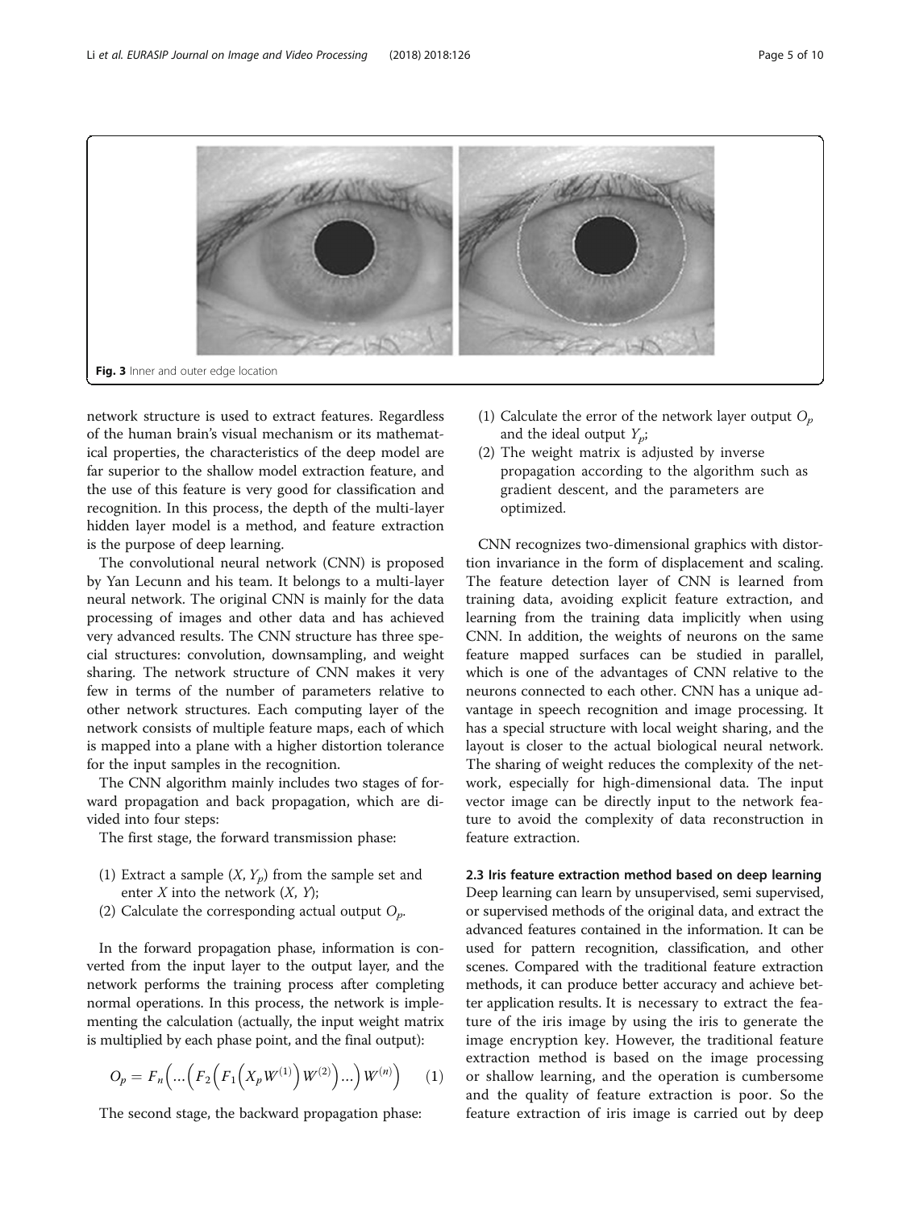Fig. 3 Inner and outer edge location

network structure is used to extract features. Regardless of the human brain's visual mechanism or its mathematical properties, the characteristics of the deep model are far superior to the shallow model extraction feature, and the use of this feature is very good for classification and recognition. In this process, the depth of the multi-layer hidden layer model is a method, and feature extraction is the purpose of deep learning.

The convolutional neural network (CNN) is proposed by Yan Lecunn and his team. It belongs to a multi-layer neural network. The original CNN is mainly for the data processing of images and other data and has achieved very advanced results. The CNN structure has three special structures: convolution, downsampling, and weight sharing. The network structure of CNN makes it very few in terms of the number of parameters relative to other network structures. Each computing layer of the network consists of multiple feature maps, each of which is mapped into a plane with a higher distortion tolerance for the input samples in the recognition.

The CNN algorithm mainly includes two stages of forward propagation and back propagation, which are divided into four steps:

The first stage, the forward transmission phase:

(1) Extract a sample $(X, Y_p)$ from the sample set and enter $X$ into the network $(X, Y)$;
(2) Calculate the corresponding actual output $O_p$.

In the forward propagation phase, information is converted from the input layer to the output layer, and the network performs the training process after completing normal operations. In this process, the network is implementing the calculation (actually, the input weight matrix is multiplied by each phase point, and the final output):

$$O_p = F_n\left(\dots\left(F_2\left(F_1\left(X_p W^{(1)}\right)W^{(2)}\right)\dots\right)W^{(n)}\right) \qquad (1)$$

The second stage, the backward propagation phase:

(1) Calculate the error of the network layer output $O_p$ and the ideal output $Y_p$;
(2) The weight matrix is adjusted by inverse propagation according to the algorithm such as gradient descent, and the parameters are optimized.

CNN recognizes two-dimensional graphics with distortion invariance in the form of displacement and scaling. The feature detection layer of CNN is learned from training data, avoiding explicit feature extraction, and learning from the training data implicitly when using CNN. In addition, the weights of neurons on the same feature mapped surfaces can be studied in parallel, which is one of the advantages of CNN relative to the neurons connected to each other. CNN has a unique advantage in speech recognition and image processing. It has a special structure with local weight sharing, and the layout is closer to the actual biological neural network. The sharing of weight reduces the complexity of the network, especially for high-dimensional data. The input vector image can be directly input to the network feature to avoid the complexity of data reconstruction in feature extraction.

### 2.3 Iris feature extraction method based on deep learning

Deep learning can learn by unsupervised, semi supervised, or supervised methods of the original data, and extract the advanced features contained in the information. It can be used for pattern recognition, classification, and other scenes. Compared with the traditional feature extraction methods, it can produce better accuracy and achieve better application results. It is necessary to extract the feature of the iris image by using the iris to generate the image encryption key. However, the traditional feature extraction method is based on the image processing or shallow learning, and the operation is cumbersome and the quality of feature extraction is poor. So the feature extraction of iris image is carried out by deep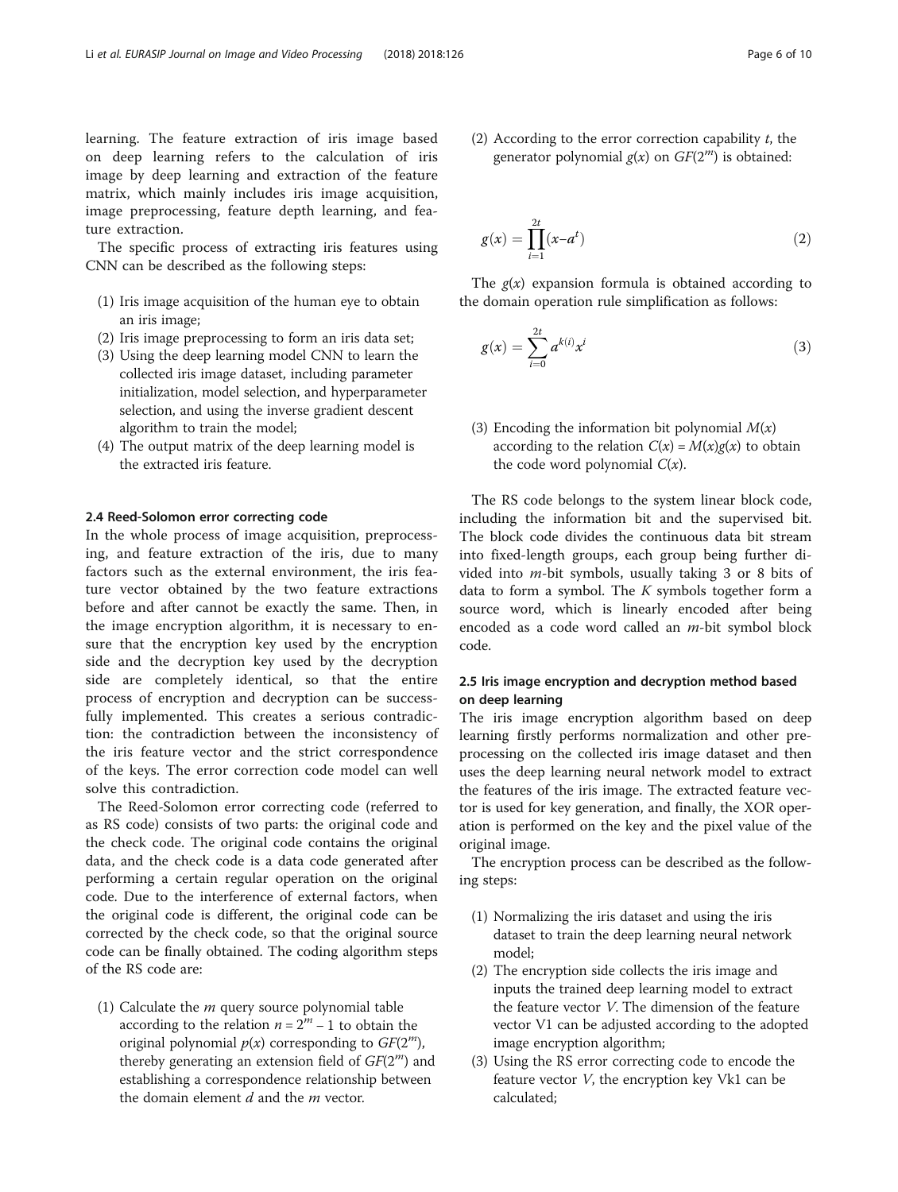learning. The feature extraction of iris image based on deep learning refers to the calculation of iris image by deep learning and extraction of the feature matrix, which mainly includes iris image acquisition, image preprocessing, feature depth learning, and feature extraction.

The specific process of extracting iris features using CNN can be described as the following steps:

1. Iris image acquisition of the human eye to obtain an iris image;
2. Iris image preprocessing to form an iris data set;
3. Using the deep learning model CNN to learn the collected iris image dataset, including parameter initialization, model selection, and hyperparameter selection, and using the inverse gradient descent algorithm to train the model;
4. The output matrix of the deep learning model is the extracted iris feature.

### 2.4 Reed-Solomon error correcting code

In the whole process of image acquisition, preprocessing, and feature extraction of the iris, due to many factors such as the external environment, the iris feature vector obtained by the two feature extractions before and after cannot be exactly the same. Then, in the image encryption algorithm, it is necessary to ensure that the encryption key used by the encryption side and the decryption key used by the decryption side are completely identical, so that the entire process of encryption and decryption can be successfully implemented. This creates a serious contradiction: the contradiction between the inconsistency of the iris feature vector and the strict correspondence of the keys. The error correction code model can well solve this contradiction.

The Reed-Solomon error correcting code (referred to as RS code) consists of two parts: the original code and the check code. The original code contains the original data, and the check code is a data code generated after performing a certain regular operation on the original code. Due to the interference of external factors, when the original code is different, the original code can be corrected by the check code, so that the original source code can be finally obtained. The coding algorithm steps of the RS code are:

1. Calculate the $m$ query source polynomial table according to the relation $n = 2^m - 1$ to obtain the original polynomial $p(x)$ corresponding to $GF(2^m)$, thereby generating an extension field of $GF(2^m)$ and establishing a correspondence relationship between the domain element $d$ and the $m$ vector.
2. According to the error correction capability $t$, the generator polynomial $g(x)$ on $GF(2^m)$ is obtained:

$$g(x) = \prod_{i=1}^{2t} (x - a^t) \tag{2}$$

The $g(x)$ expansion formula is obtained according to the domain operation rule simplification as follows:

$$g(x) = \sum_{i=0}^{2t} a^{k(i)} x^i \tag{3}$$

3. Encoding the information bit polynomial $M(x)$ according to the relation $C(x) = M(x)g(x)$ to obtain the code word polynomial $C(x)$.

The RS code belongs to the system linear block code, including the information bit and the supervised bit. The block code divides the continuous data bit stream into fixed-length groups, each group being further divided into $m$-bit symbols, usually taking 3 or 8 bits of data to form a symbol. The $K$ symbols together form a source word, which is linearly encoded after being encoded as a code word called an $m$-bit symbol block code.

### 2.5 Iris image encryption and decryption method based on deep learning

The iris image encryption algorithm based on deep learning firstly performs normalization and other preprocessing on the collected iris image dataset and then uses the deep learning neural network model to extract the features of the iris image. The extracted feature vector is used for key generation, and finally, the XOR operation is performed on the key and the pixel value of the original image.

The encryption process can be described as the following steps:

1. Normalizing the iris dataset and using the iris dataset to train the deep learning neural network model;
2. The encryption side collects the iris image and inputs the trained deep learning model to extract the feature vector $V$. The dimension of the feature vector V1 can be adjusted according to the adopted image encryption algorithm;
3. Using the RS error correcting code to encode the feature vector $V$, the encryption key Vk1 can be calculated;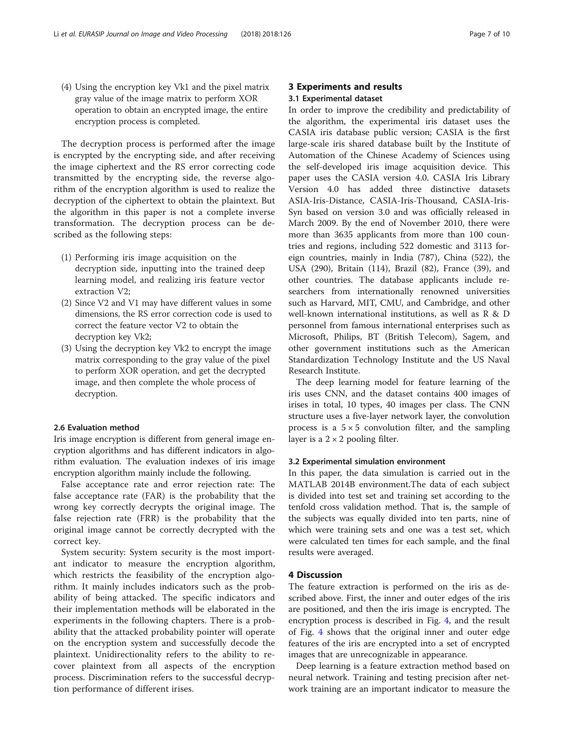(4) Using the encryption key Vk1 and the pixel matrix gray value of the image matrix to perform XOR operation to obtain an encrypted image, the entire encryption process is completed.

The decryption process is performed after the image is encrypted by the encrypting side, and after receiving the image ciphertext and the RS error correcting code transmitted by the encrypting side, the reverse algorithm of the encryption algorithm is used to realize the decryption of the ciphertext to obtain the plaintext. But the algorithm in this paper is not a complete inverse transformation. The decryption process can be described as the following steps:

(1) Performing iris image acquisition on the decryption side, inputting into the trained deep learning model, and realizing iris feature vector extraction V2;
(2) Since V2 and V1 may have different values in some dimensions, the RS error correction code is used to correct the feature vector V2 to obtain the decryption key Vk2;
(3) Using the decryption key Vk2 to encrypt the image matrix corresponding to the gray value of the pixel to perform XOR operation, and get the decrypted image, and then complete the whole process of decryption.

### 2.6 Evaluation method

Iris image encryption is different from general image encryption algorithms and has different indicators in algorithm evaluation. The evaluation indexes of iris image encryption algorithm mainly include the following.

False acceptance rate and error rejection rate: The false acceptance rate (FAR) is the probability that the wrong key correctly decrypts the original image. The false rejection rate (FRR) is the probability that the original image cannot be correctly decrypted with the correct key.

System security: System security is the most important indicator to measure the encryption algorithm, which restricts the feasibility of the encryption algorithm. It mainly includes indicators such as the probability of being attacked. The specific indicators and their implementation methods will be elaborated in the experiments in the following chapters. There is a probability that the attacked probability pointer will operate on the encryption system and successfully decode the plaintext. Unidirectionality refers to the ability to recover plaintext from all aspects of the encryption process. Discrimination refers to the successful decryption performance of different irises.

## 3 Experiments and results

### 3.1 Experimental dataset

In order to improve the credibility and predictability of the algorithm, the experimental iris dataset uses the CASIA iris database public version; CASIA is the first large-scale iris shared database built by the Institute of Automation of the Chinese Academy of Sciences using the self-developed iris image acquisition device. This paper uses the CASIA version 4.0. CASIA Iris Library Version 4.0 has added three distinctive datasets ASIA-Iris-Distance, CASIA-Iris-Thousand, CASIA-Iris-Syn based on version 3.0 and was officially released in March 2009. By the end of November 2010, there were more than 3635 applicants from more than 100 countries and regions, including 522 domestic and 3113 foreign countries, mainly in India (787), China (522), the USA (290), Britain (114), Brazil (82), France (39), and other countries. The database applicants include researchers from internationally renowned universities such as Harvard, MIT, CMU, and Cambridge, and other well-known international institutions, as well as R & D personnel from famous international enterprises such as Microsoft, Philips, BT (British Telecom), Sagem, and other government institutions such as the American Standardization Technology Institute and the US Naval Research Institute.

The deep learning model for feature learning of the iris uses CNN, and the dataset contains 400 images of irises in total, 10 types, 40 images per class. The CNN structure uses a five-layer network layer, the convolution process is a $5 \times 5$ convolution filter, and the sampling layer is a $2 \times 2$ pooling filter.

### 3.2 Experimental simulation environment

In this paper, the data simulation is carried out in the MATLAB 2014B environment.The data of each subject is divided into test set and training set according to the tenfold cross validation method. That is, the sample of the subjects was equally divided into ten parts, nine of which were training sets and one was a test set, which were calculated ten times for each sample, and the final results were averaged.

## 4 Discussion

The feature extraction is performed on the iris as described above. First, the inner and outer edges of the iris are positioned, and then the iris image is encrypted. The encryption process is described in Fig. 4, and the result of Fig. 4 shows that the original inner and outer edge features of the iris are encrypted into a set of encrypted images that are unrecognizable in appearance.

Deep learning is a feature extraction method based on neural network. Training and testing precision after network training are an important indicator to measure the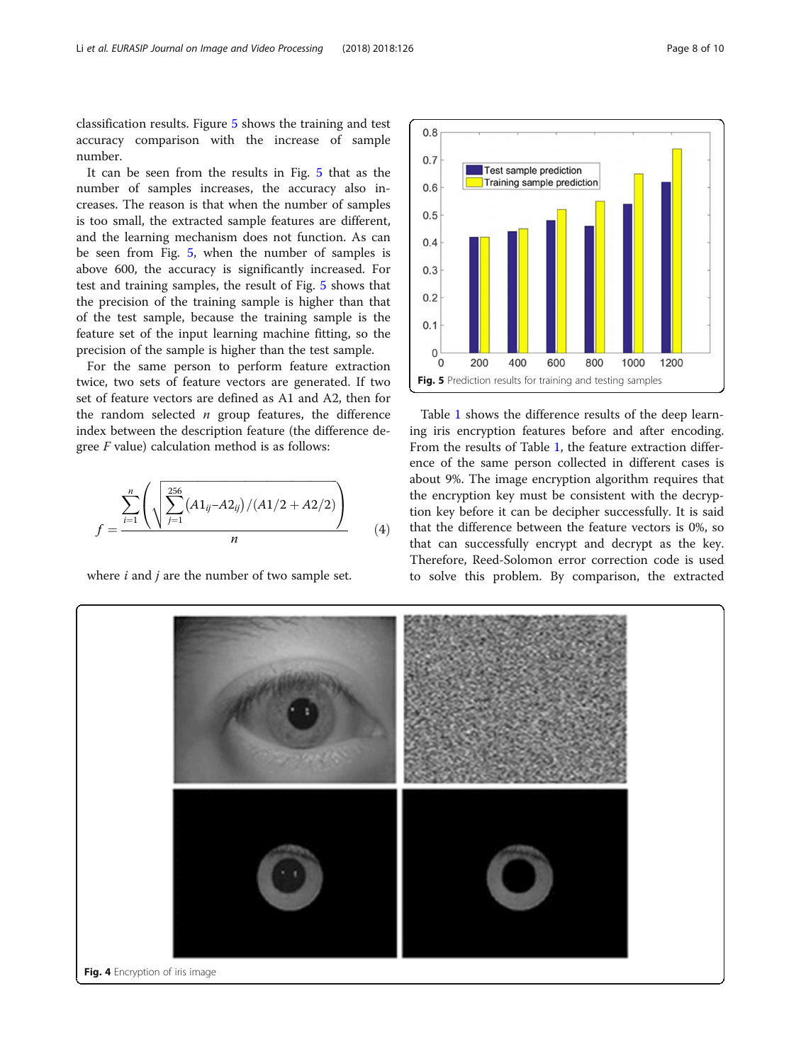classification results. Figure 5 shows the training and test accuracy comparison with the increase of sample number.

It can be seen from the results in Fig. 5 that as the number of samples increases, the accuracy also increases. The reason is that when the number of samples is too small, the extracted sample features are different, and the learning mechanism does not function. As can be seen from Fig. 5, when the number of samples is above 600, the accuracy is significantly increased. For test and training samples, the result of Fig. 5 shows that the precision of the training sample is higher than that of the test sample, because the training sample is the feature set of the input learning machine fitting, so the precision of the sample is higher than the test sample.

For the same person to perform feature extraction twice, two sets of feature vectors are generated. If two set of feature vectors are defined as A1 and A2, then for the random selected $n$ group features, the difference index between the description feature (the difference degree $F$ value) calculation method is as follows:

$$f = \frac{\sum_{i=1}^{n} \left( \sqrt{\sum_{j=1}^{256} (A1_{ij} - A2_{ij}) / (A1/2 + A2/2)} \right)}{n} \tag{4}$$

where $i$ and $j$ are the number of two sample set.

**Fig. 5** Prediction results for training and testing samples

Table 1 shows the difference results of the deep learning iris encryption features before and after encoding. From the results of Table 1, the feature extraction difference of the same person collected in different cases is about 9%. The image encryption algorithm requires that the encryption key must be consistent with the decryption key before it can be decipher successfully. It is said that the difference between the feature vectors is 0%, so that can successfully encrypt and decrypt as the key. Therefore, Reed-Solomon error correction code is used to solve this problem. By comparison, the extracted

**Fig. 4** Encryption of iris image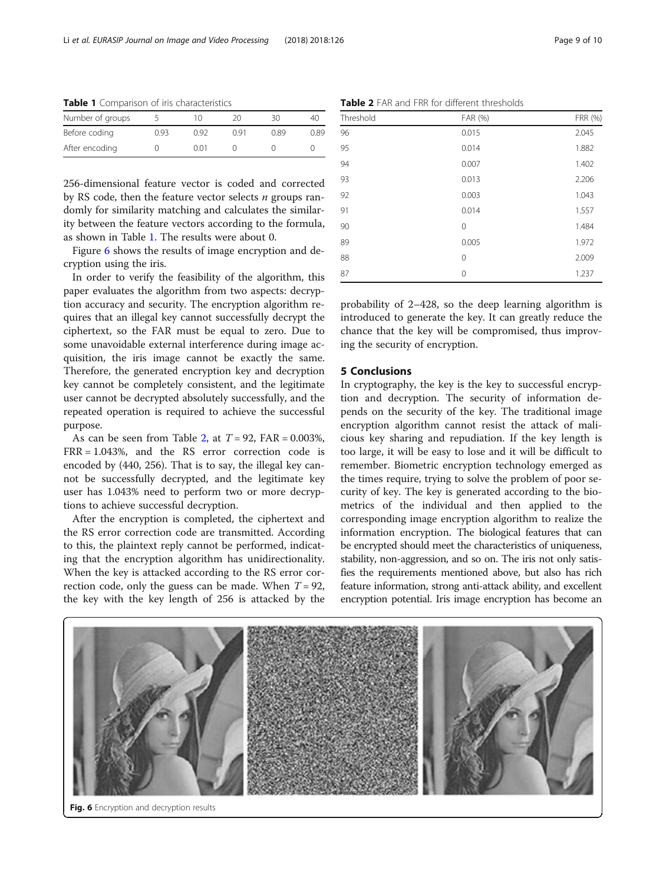**Table 1** Comparison of iris characteristics

| Number of groups | 5 | 10 | 20 | 30 | 40 |
|---|---|---|---|---|---|
| Before coding | 0.93 | 0.92 | 0.91 | 0.89 | 0.89 |
| After encoding | 0 | 0.01 | 0 | 0 | 0 |

256-dimensional feature vector is coded and corrected by RS code, then the feature vector selects *n* groups randomly for similarity matching and calculates the similarity between the feature vectors according to the formula, as shown in Table 1. The results were about 0.

Figure 6 shows the results of image encryption and decryption using the iris.

In order to verify the feasibility of the algorithm, this paper evaluates the algorithm from two aspects: decryption accuracy and security. The encryption algorithm requires that an illegal key cannot successfully decrypt the ciphertext, so the FAR must be equal to zero. Due to some unavoidable external interference during image acquisition, the iris image cannot be exactly the same. Therefore, the generated encryption key and decryption key cannot be completely consistent, and the legitimate user cannot be decrypted absolutely successfully, and the repeated operation is required to achieve the successful purpose.

As can be seen from Table 2, at $T = 92$, FAR = 0.003%, FRR = 1.043%, and the RS error correction code is encoded by (440, 256). That is to say, the illegal key cannot be successfully decrypted, and the legitimate key user has 1.043% need to perform two or more decryptions to achieve successful decryption.

After the encryption is completed, the ciphertext and the RS error correction code are transmitted. According to this, the plaintext reply cannot be performed, indicating that the encryption algorithm has unidirectionality. When the key is attacked according to the RS error correction code, only the guess can be made. When $T = 92$, the key with the key length of 256 is attacked by the probability of 2–428, so the deep learning algorithm is introduced to generate the key. It can greatly reduce the chance that the key will be compromised, thus improving the security of encryption.

**Table 2** FAR and FRR for different thresholds

| Threshold | FAR (%) | FRR (%) |
|---|---|---|
| 96 | 0.015 | 2.045 |
| 95 | 0.014 | 1.882 |
| 94 | 0.007 | 1.402 |
| 93 | 0.013 | 2.206 |
| 92 | 0.003 | 1.043 |
| 91 | 0.014 | 1.557 |
| 90 | 0 | 1.484 |
| 89 | 0.005 | 1.972 |
| 88 | 0 | 2.009 |
| 87 | 0 | 1.237 |

## 5 Conclusions

In cryptography, the key is the key to successful encryption and decryption. The security of information depends on the security of the key. The traditional image encryption algorithm cannot resist the attack of malicious key sharing and repudiation. If the key length is too large, it will be easy to lose and it will be difficult to remember. Biometric encryption technology emerged as the times require, trying to solve the problem of poor security of key. The key is generated according to the biometrics of the individual and then applied to the corresponding image encryption algorithm to realize the information encryption. The biological features that can be encrypted should meet the characteristics of uniqueness, stability, non-aggression, and so on. The iris not only satisfies the requirements mentioned above, but also has rich feature information, strong anti-attack ability, and excellent encryption potential. Iris image encryption has become an

**Fig. 6** Encryption and decryption results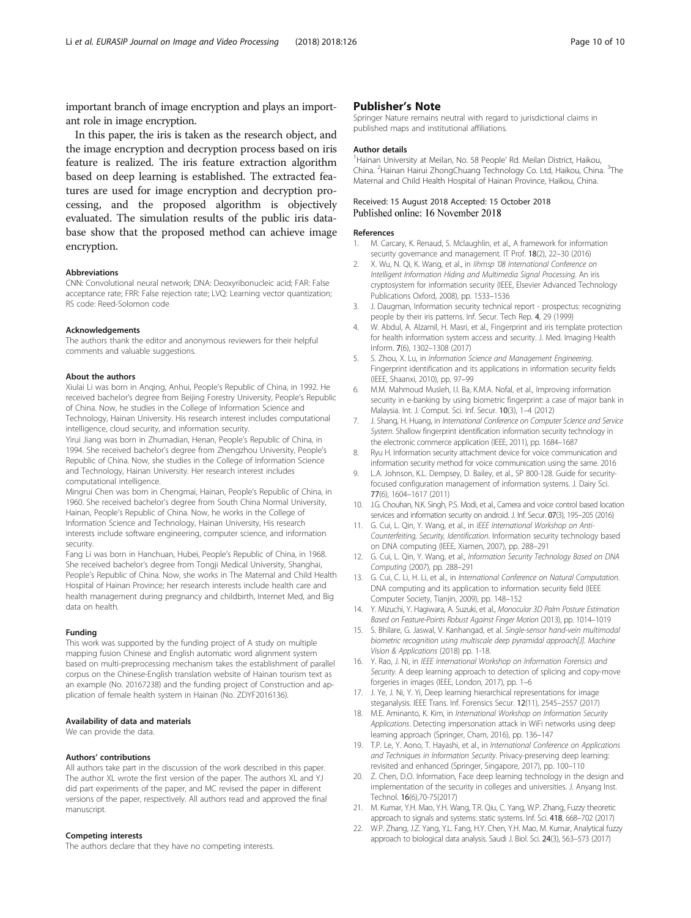important branch of image encryption and plays an important role in image encryption.

In this paper, the iris is taken as the research object, and the image encryption and decryption process based on iris feature is realized. The iris feature extraction algorithm based on deep learning is established. The extracted features are used for image encryption and decryption processing, and the proposed algorithm is objectively evaluated. The simulation results of the public iris database show that the proposed method can achieve image encryption.

#### Abbreviations

CNN: Convolutional neural network; DNA: Deoxyribonucleic acid; FAR: False acceptance rate; FRR: False rejection rate; LVQ: Learning vector quantization; RS code: Reed-Solomon code

#### Acknowledgements

The authors thank the editor and anonymous reviewers for their helpful comments and valuable suggestions.

#### About the authors

Xiulai Li was born in Anqing, Anhui, People's Republic of China, in 1992. He received bachelor's degree from Beijing Forestry University, People's Republic of China. Now, he studies in the College of Information Science and Technology, Hainan University. His research interest includes computational intelligence, cloud security, and information security.

Yirui Jiang was born in Zhumadian, Henan, People's Republic of China, in 1994. She received bachelor's degree from Zhengzhou University, People's Republic of China. Now, she studies in the College of Information Science and Technology, Hainan University. Her research interest includes computational intelligence.

Mingrui Chen was born in Chengmai, Hainan, People's Republic of China, in 1960. She received bachelor's degree from South China Normal University, Hainan, People's Republic of China. Now, he works in the College of Information Science and Technology, Hainan University, His research interests include software engineering, computer science, and information security.

Fang Li was born in Hanchuan, Hubei, People's Republic of China, in 1968. She received bachelor's degree from Tongji Medical University, Shanghai, People's Republic of China. Now, she works in The Maternal and Child Health Hospital of Hainan Province; her research interests include health care and health management during pregnancy and childbirth, Internet Med, and Big data on health.

#### Funding

This work was supported by the funding project of A study on multiple mapping fusion Chinese and English automatic word alignment system based on multi-preprocessing mechanism takes the establishment of parallel corpus on the Chinese-English translation website of Hainan tourism text as an example (No. 20167238) and the funding project of Construction and application of female health system in Hainan (No. ZDYF2016136).

#### Availability of data and materials

We can provide the data.

#### Authors' contributions

All authors take part in the discussion of the work described in this paper. The author XL wrote the first version of the paper. The authors XL and YJ did part experiments of the paper, and MC revised the paper in different versions of the paper, respectively. All authors read and approved the final manuscript.

#### Competing interests

The authors declare that they have no competing interests.

## Publisher's Note

Springer Nature remains neutral with regard to jurisdictional claims in published maps and institutional affiliations.

#### Author details

[1]Hainan University at Meilan, No. 58 People' Rd. Meilan District, Haikou, China. [2]Hainan Hairui ZhongChuang Technology Co. Ltd, Haikou, China. [3]The Maternal and Child Health Hospital of Hainan Province, Haikou, China.

Received: 15 August 2018 Accepted: 15 October 2018
Published online: 16 November 2018

#### References

1. M. Carcary, K. Renaud, S. Mclaughlin, et al., A framework for information security governance and management. IT Prof. **18**(2), 22–30 (2016)
2. X. Wu, N. Qi, K. Wang, et al., in *Iihmsp '08 International Conference on Intelligent Information Hiding and Multimedia Signal Processing*. An iris cryptosystem for information security (IEEE, Elsevier Advanced Technology Publications Oxford, 2008), pp. 1533–1536
3. J. Daugman, Information security technical report - prospectus: recognizing people by their iris patterns. Inf. Secur. Tech Rep. **4**, 29 (1999)
4. W. Abdul, A. Alzamil, H. Masri, et al., Fingerprint and iris template protection for health information system access and security. J. Med. Imaging Health Inform. **7**(6), 1302–1308 (2017)
5. S. Zhou, X. Lu, in *Information Science and Management Engineering*. Fingerprint identification and its applications in information security fields (IEEE, Shaanxi, 2010), pp. 97–99
6. M.M. Mahmoud Musleh, I.I. Ba, K.M.A. Nofal, et al., Improving information security in e-banking by using biometric fingerprint: a case of major bank in Malaysia. Int. J. Comput. Sci. Inf. Secur. **10**(3), 1–4 (2012)
7. J. Shang, H. Huang, in *International Conference on Computer Science and Service System*. Shallow fingerprint identification information security technology in the electronic commerce application (IEEE, 2011), pp. 1684–1687
8. Ryu H. Information security attachment device for voice communication and information security method for voice communication using the same. 2016
9. L.A. Johnson, K.L. Dempsey, D. Bailey, et al., SP 800-128. Guide for security-focused configuration management of information systems. J. Dairy Sci. **77**(6), 1604–1617 (2011)
10. J.G. Chouhan, N.K. Singh, P.S. Modi, et al., Camera and voice control based location services and information security on android. J. Inf. Secur. **07**(3), 195–205 (2016)
11. G. Cui, L. Qin, Y. Wang, et al., in *IEEE International Workshop on Anti-Counterfeiting, Security, Identification*. Information security technology based on DNA computing (IEEE, Xiamen, 2007), pp. 288–291
12. G. Cui, L. Qin, Y. Wang, et al., *Information Security Technology Based on DNA Computing* (2007), pp. 288–291
13. G. Cui, C. Li, H. Li, et al., in *International Conference on Natural Computation*. DNA computing and its application to information security field (IEEE Computer Society, Tianjin, 2009), pp. 148–152
14. Y. Mizuchi, Y. Hagiwara, A. Suzuki, et al., *Monocular 3D Palm Posture Estimation Based on Feature-Points Robust Against Finger Motion* (2013), pp. 1014–1019
15. S. Bhilare, G. Jaswal, V. Kanhangad, et al. *Single-sensor hand-vein multimodal biometric recognition using multiscale deep pyramidal approach[J]. Machine Vision & Applications* (2018) pp. 1-18.
16. Y. Rao, J. Ni, in *IEEE International Workshop on Information Forensics and Security*. A deep learning approach to detection of splicing and copy-move forgeries in images (IEEE, London, 2017), pp. 1–6
17. J. Ye, J. Ni, Y. Yi, Deep learning hierarchical representations for image steganalysis. IEEE Trans. Inf. Forensics Secur. **12**(11), 2545–2557 (2017)
18. M.E. Aminanto, K. Kim, in *International Workshop on Information Security Applications*. Detecting impersonation attack in WiFi networks using deep learning approach (Springer, Cham, 2016), pp. 136–147
19. T.P. Le, Y. Aono, T. Hayashi, et al., in *International Conference on Applications and Techniques in Information Security*. Privacy-preserving deep learning: revisited and enhanced (Springer, Singapore, 2017), pp. 100–110
20. Z. Chen, D.O. Information, Face deep learning technology in the design and implementation of the security in colleges and universities. J. Anyang Inst. Technol. **16**(6),70-75(2017)
21. M. Kumar, Y.H. Mao, Y.H. Wang, T.R. Qiu, C. Yang, W.P. Zhang, Fuzzy theoretic approach to signals and systems: static systems. Inf. Sci. **418**, 668–702 (2017)
22. W.P. Zhang, J.Z. Yang, Y.L. Fang, H.Y. Chen, Y.H. Mao, M. Kumar, Analytical fuzzy approach to biological data analysis. Saudi J. Biol. Sci. **24**(3), 563–573 (2017)